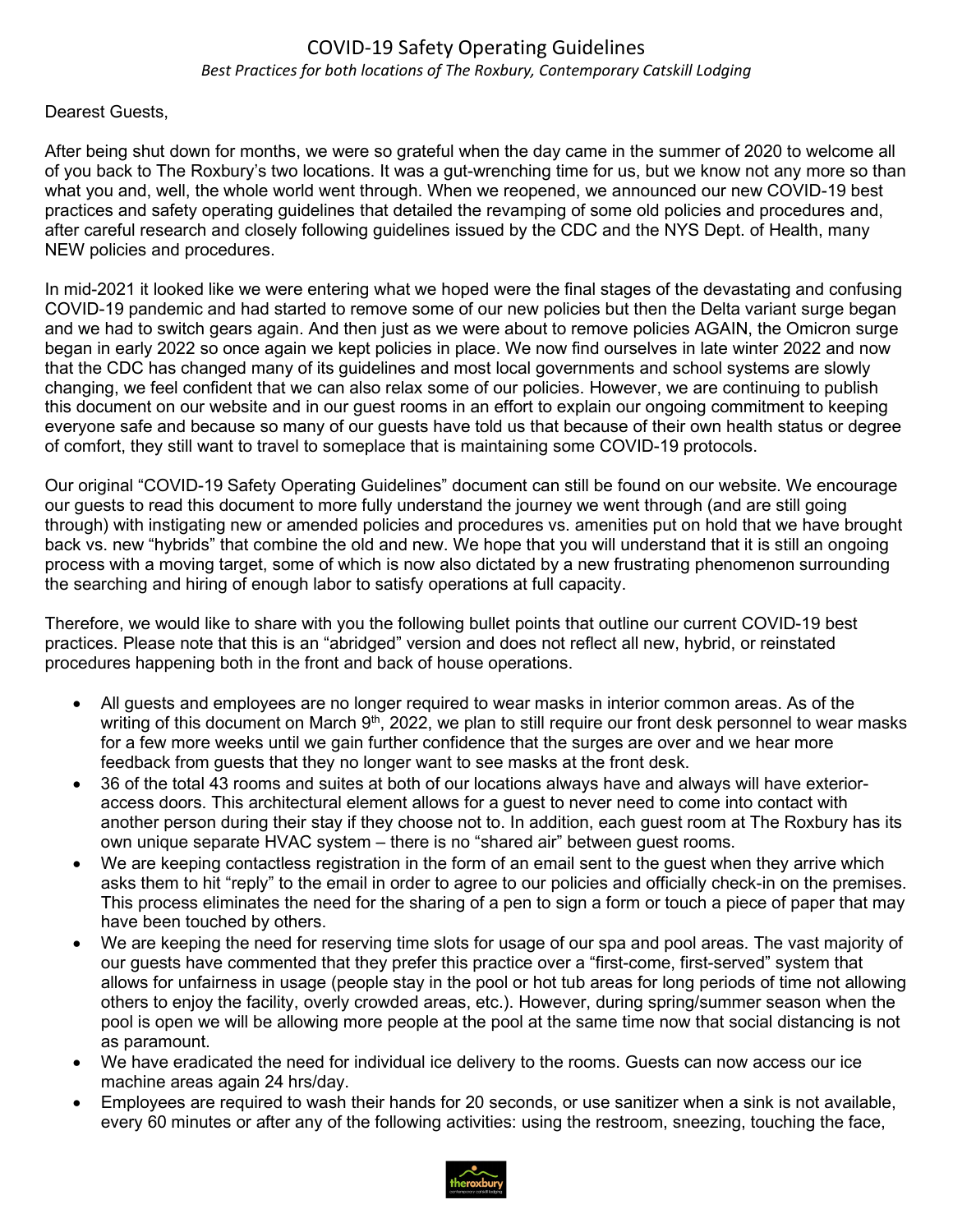# COVID-19 Safety Operating Guidelines

*Best Practices for both locations of The Roxbury, Contemporary Catskill Lodging*

Dearest Guests,

After being shut down for months, we were so grateful when the day came in the summer of 2020 to welcome all of you back to The Roxbury's two locations. It was a gut-wrenching time for us, but we know not any more so than what you and, well, the whole world went through. When we reopened, we announced our new COVID-19 best practices and safety operating guidelines that detailed the revamping of some old policies and procedures and, after careful research and closely following guidelines issued by the CDC and the NYS Dept. of Health, many NEW policies and procedures.

In mid-2021 it looked like we were entering what we hoped were the final stages of the devastating and confusing COVID-19 pandemic and had started to remove some of our new policies but then the Delta variant surge began and we had to switch gears again. And then just as we were about to remove policies AGAIN, the Omicron surge began in early 2022 so once again we kept policies in place. We now find ourselves in late winter 2022 and now that the CDC has changed many of its guidelines and most local governments and school systems are slowly changing, we feel confident that we can also relax some of our policies. However, we are continuing to publish this document on our website and in our guest rooms in an effort to explain our ongoing commitment to keeping everyone safe and because so many of our guests have told us that because of their own health status or degree of comfort, they still want to travel to someplace that is maintaining some COVID-19 protocols.

Our original "COVID-19 Safety Operating Guidelines" document can still be found on our website. We encourage our guests to read this document to more fully understand the journey we went through (and are still going through) with instigating new or amended policies and procedures vs. amenities put on hold that we have brought back vs. new "hybrids" that combine the old and new. We hope that you will understand that it is still an ongoing process with a moving target, some of which is now also dictated by a new frustrating phenomenon surrounding the searching and hiring of enough labor to satisfy operations at full capacity.

Therefore, we would like to share with you the following bullet points that outline our current COVID-19 best practices. Please note that this is an "abridged" version and does not reflect all new, hybrid, or reinstated procedures happening both in the front and back of house operations.

- All guests and employees are no longer required to wear masks in interior common areas. As of the writing of this document on March 9th, 2022, we plan to still require our front desk personnel to wear masks for a few more weeks until we gain further confidence that the surges are over and we hear more feedback from guests that they no longer want to see masks at the front desk.
- 36 of the total 43 rooms and suites at both of our locations always have and always will have exterior-access doors. This architectural element allows for a guest to never need to come into contact with another person during their stay if they choose not to. In addition, each guest room at The Roxbury has its own unique separate HVAC system – there is no "shared air" between guest rooms.
- We are keeping contactless registration in the form of an email sent to the guest when they arrive which asks them to hit "reply" to the email in order to agree to our policies and officially check-in on the premises. This process eliminates the need for the sharing of a pen to sign a form or touch a piece of paper that may have been touched by others.
- We are keeping the need for reserving time slots for usage of our spa and pool areas. The vast majority of our guests have commented that they prefer this practice over a "first-come, first-served" system that allows for unfairness in usage (people stay in the pool or hot tub areas for long periods of time not allowing others to enjoy the facility, overly crowded areas, etc.). However, during spring/summer season when the pool is open we will be allowing more people at the pool at the same time now that social distancing is not as paramount.
- We have eradicated the need for individual ice delivery to the rooms. Guests can now access our ice machine areas again 24 hrs/day.
- Employees are required to wash their hands for 20 seconds, or use sanitizer when a sink is not available, every 60 minutes or after any of the following activities: using the restroom, sneezing, touching the face,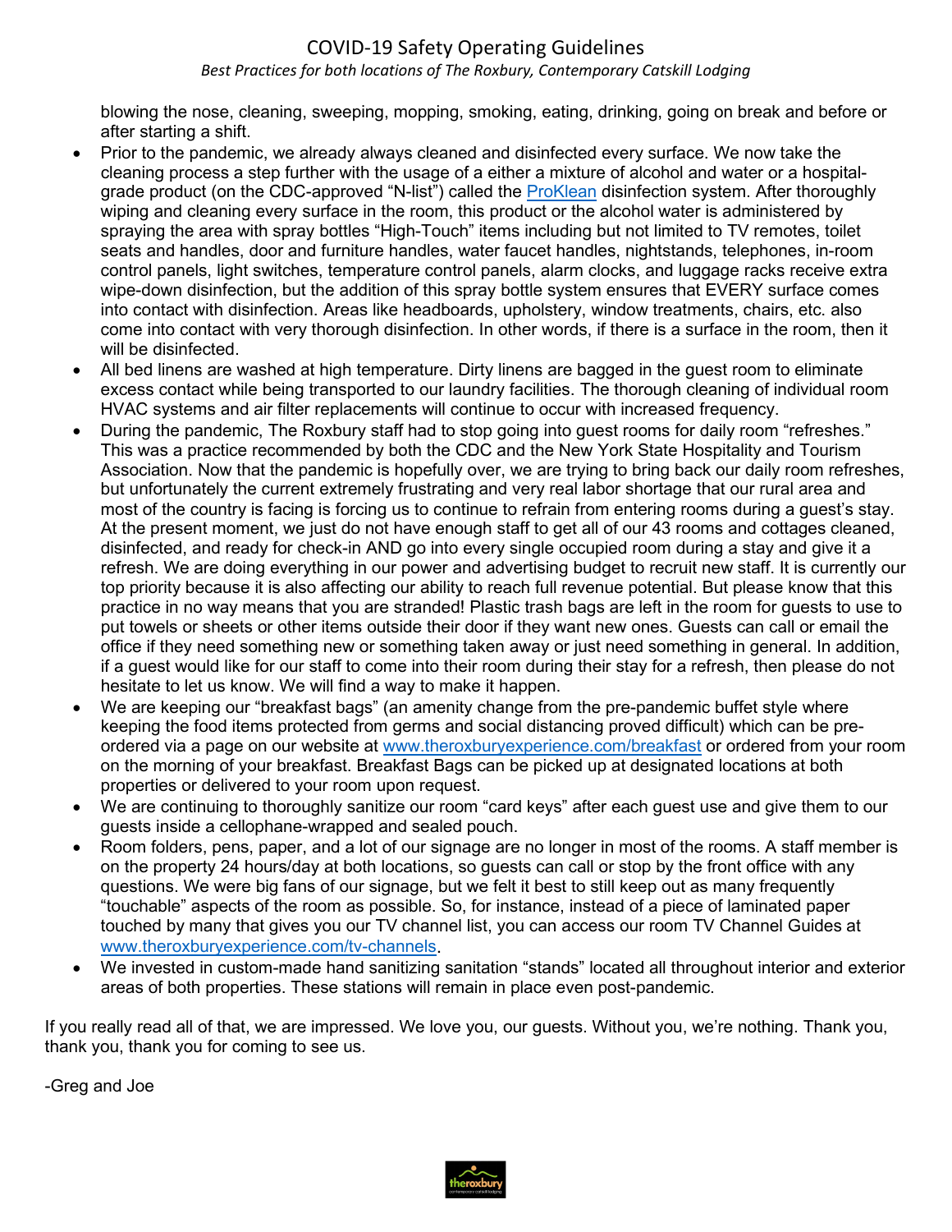blowing the nose, cleaning, sweeping, mopping, smoking, eating, drinking, going on break and before or after starting a shift.

- Prior to the pandemic, we already always cleaned and disinfected every surface. We now take the cleaning process a step further with the usage of a either a mixture of alcohol and water or a hospital-grade product (on the CDC-approved "N-list") called the [ProKlean](ProKlean) disinfection system. After thoroughly wiping and cleaning every surface in the room, this product or the alcohol water is administered by spraying the area with spray bottles "High-Touch" items including but not limited to TV remotes, toilet seats and handles, door and furniture handles, water faucet handles, nightstands, telephones, in-room control panels, light switches, temperature control panels, alarm clocks, and luggage racks receive extra wipe-down disinfection, but the addition of this spray bottle system ensures that EVERY surface comes into contact with disinfection. Areas like headboards, upholstery, window treatments, chairs, etc. also come into contact with very thorough disinfection. In other words, if there is a surface in the room, then it will be disinfected.
- All bed linens are washed at high temperature. Dirty linens are bagged in the guest room to eliminate excess contact while being transported to our laundry facilities. The thorough cleaning of individual room HVAC systems and air filter replacements will continue to occur with increased frequency.
- During the pandemic, The Roxbury staff had to stop going into guest rooms for daily room "refreshes." This was a practice recommended by both the CDC and the New York State Hospitality and Tourism Association. Now that the pandemic is hopefully over, we are trying to bring back our daily room refreshes, but unfortunately the current extremely frustrating and very real labor shortage that our rural area and most of the country is facing is forcing us to continue to refrain from entering rooms during a guest's stay. At the present moment, we just do not have enough staff to get all of our 43 rooms and cottages cleaned, disinfected, and ready for check-in AND go into every single occupied room during a stay and give it a refresh. We are doing everything in our power and advertising budget to recruit new staff. It is currently our top priority because it is also affecting our ability to reach full revenue potential. But please know that this practice in no way means that you are stranded! Plastic trash bags are left in the room for guests to use to put towels or sheets or other items outside their door if they want new ones. Guests can call or email the office if they need something new or something taken away or just need something in general. In addition, if a guest would like for our staff to come into their room during their stay for a refresh, then please do not hesitate to let us know. We will find a way to make it happen.
- We are keeping our "breakfast bags" (an amenity change from the pre-pandemic buffet style where keeping the food items protected from germs and social distancing proved difficult) which can be pre-ordered via a page on our website at [www.theroxburyexperience.com/breakfast](www.theroxburyexperience.com/breakfast) or ordered from your room on the morning of your breakfast. Breakfast Bags can be picked up at designated locations at both properties or delivered to your room upon request.
- We are continuing to thoroughly sanitize our room "card keys" after each guest use and give them to our guests inside a cellophane-wrapped and sealed pouch.
- Room folders, pens, paper, and a lot of our signage are no longer in most of the rooms. A staff member is on the property 24 hours/day at both locations, so guests can call or stop by the front office with any questions. We were big fans of our signage, but we felt it best to still keep out as many frequently "touchable" aspects of the room as possible. So, for instance, instead of a piece of laminated paper touched by many that gives you our TV channel list, you can access our room TV Channel Guides at [www.theroxburyexperience.com/tv-channels](www.theroxburyexperience.com/tv-channels).
- We invested in custom-made hand sanitizing sanitation "stands" located all throughout interior and exterior areas of both properties. These stations will remain in place even post-pandemic.

If you really read all of that, we are impressed. We love you, our guests. Without you, we're nothing. Thank you, thank you, thank you for coming to see us.

-Greg and Joe